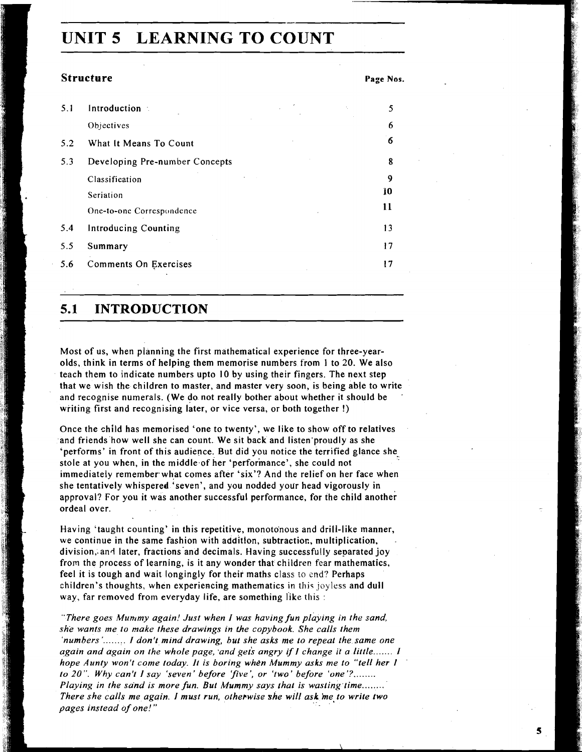# UNIT 5 LEARNING TO COUNT

## Structure

| | | Page Nos. |
|---|---|---|
| 5.1 | Introduction | 5 |
| | Objectives | 6 |
| 5.2 | What It Means To Count | 6 |
| 5.3 | Developing Pre-number Concepts | 8 |
| | Classification | 9 |
| | Seriation | 10 |
| | One-to-one Correspondence | 11 |
| 5.4 | Introducing Counting | 13 |
| 5.5 | Summary | 17 |
| 5.6 | Comments On Exercises | 17 |

## 5.1 INTRODUCTION

Most of us, when planning the first mathematical experience for three-year-olds, think in terms of helping them memorise numbers from 1 to 20. We also teach them to indicate numbers upto 10 by using their fingers. The next step that we wish the children to master, and master very soon, is being able to write and recognise numerals. (We do not really bother about whether it should be writing first and recognising later, or vice versa, or both together !)

Once the child has memorised 'one to twenty', we like to show off to relatives and friends how well she can count. We sit back and listen proudly as she 'performs' in front of this audience. But did you notice the terrified glance she stole at you when, in the middle of her 'performance', she could not immediately remember what comes after 'six'? And the relief on her face when she tentatively whispered 'seven', and you nodded your head vigorously in approval? For you it was another successful performance, for the child another ordeal over.

Having 'taught counting' in this repetitive, monotonous and drill-like manner, we continue in the same fashion with addition, subtraction, multiplication, division, and later, fractions and decimals. Having successfully separated joy from the process of learning, is it any wonder that children fear mathematics, feel it is tough and wait longingly for their maths class to end? Perhaps children's thoughts, when experiencing mathematics in this joyless and dull way, far removed from everyday life, are something like this :

*"There goes Mummy again! Just when I was having fun playing in the sand, she wants me to make these drawings in the copybook. She calls them 'numbers'........ I don't mind drawing, but she asks me to repeat the same one again and again on the whole page, and gets angry if I change it a little....... I hope Aunty won't come today. It is boring when Mummy asks me to "tell her 1 to 20". Why can't I say 'seven' before 'five', or 'two' before 'one'?........ Playing in the sand is more fun. But Mummy says that is wasting time........ There she calls me again. I must run, otherwise she will ask me to write two pages instead of one!"*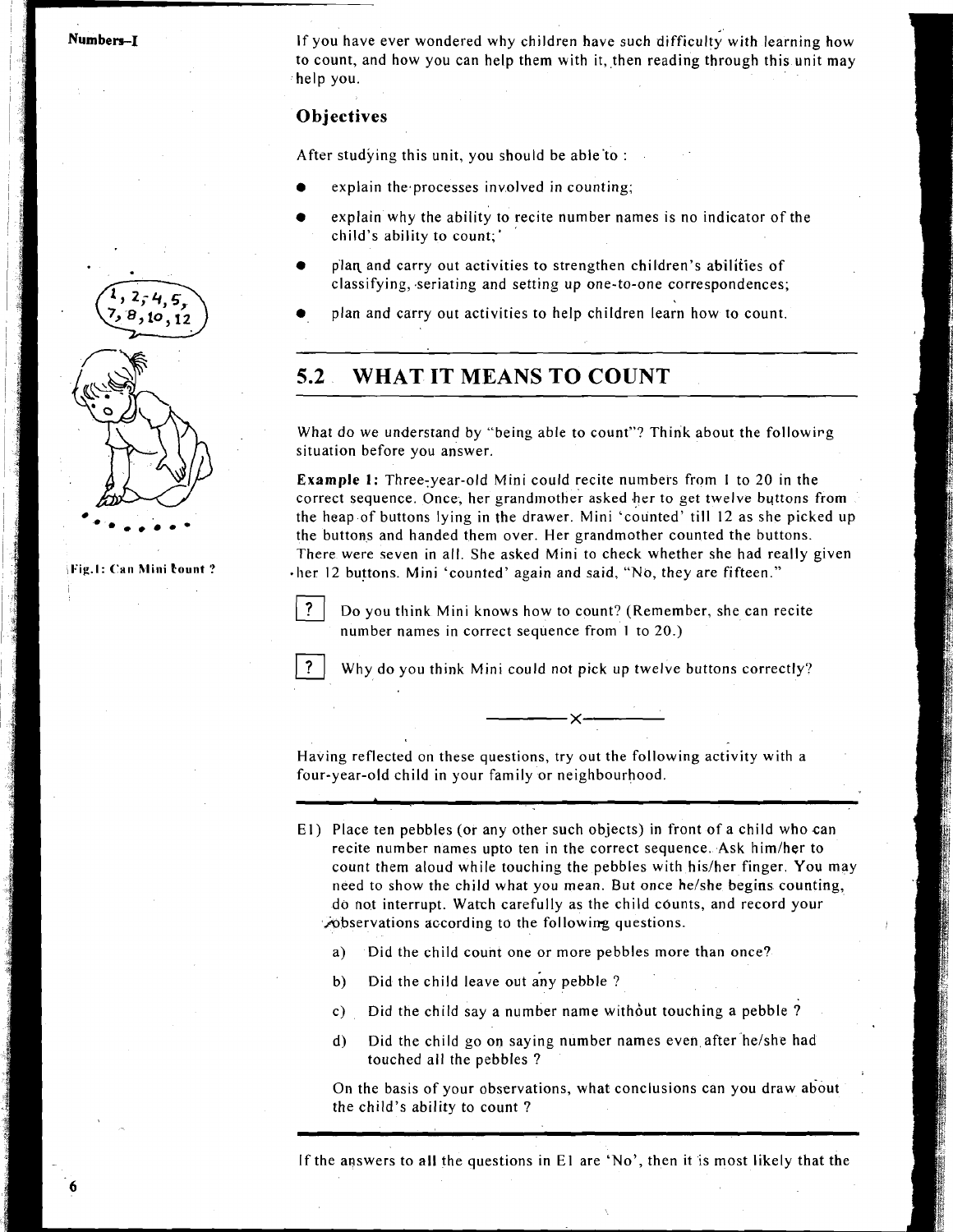If you have ever wondered why children have such difficulty with learning how to count, and how you can help them with it, then reading through this unit may help you.

### Objectives

After studying this unit, you should be able to :

- explain the processes involved in counting;
- explain why the ability to recite number names is no indicator of the child's ability to count;
- plan and carry out activities to strengthen children's abilities of classifying, seriating and setting up one-to-one correspondences;
- plan and carry out activities to help children learn how to count.

Fig.1: Can Mini count ?

## 5.2 WHAT IT MEANS TO COUNT

What do we understand by "being able to count"? Think about the following situation before you answer.

**Example 1:** Three-year-old Mini could recite numbers from 1 to 20 in the correct sequence. Once, her grandmother asked her to get twelve buttons from the heap of buttons lying in the drawer. Mini 'counted' till 12 as she picked up the buttons and handed them over. Her grandmother counted the buttons. There were seven in all. She asked Mini to check whether she had really given her 12 buttons. Mini 'counted' again and said, "No, they are fifteen."

? Do you think Mini knows how to count? (Remember, she can recite number names in correct sequence from 1 to 20.)

? Why do you think Mini could not pick up twelve buttons correctly?

—————×—————

Having reflected on these questions, try out the following activity with a four-year-old child in your family or neighbourhood.

---

E1) Place ten pebbles (or any other such objects) in front of a child who can recite number names upto ten in the correct sequence. Ask him/her to count them aloud while touching the pebbles with his/her finger. You may need to show the child what you mean. But once he/she begins counting, do not interrupt. Watch carefully as the child counts, and record your observations according to the following questions.

   a) Did the child count one or more pebbles more than once?

   b) Did the child leave out any pebble ?

   c) Did the child say a number name without touching a pebble ?

   d) Did the child go on saying number names even after he/she had touched all the pebbles ?

   On the basis of your observations, what conclusions can you draw about the child's ability to count ?

---

If the answers to all the questions in E1 are 'No', then it is most likely that the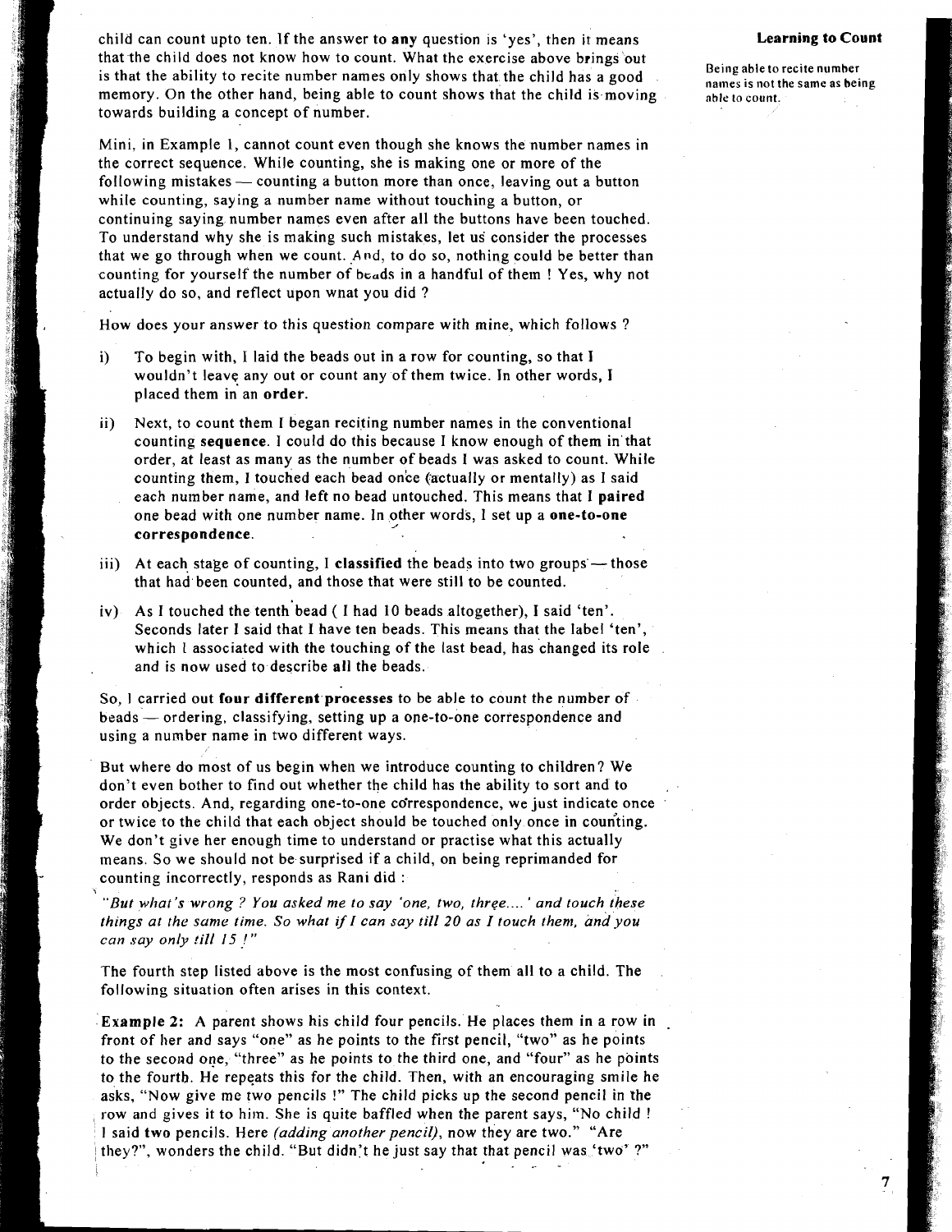child can count upto ten. If the answer to **any** question is 'yes', then it means that the child does not know how to count. What the exercise above brings out is that the ability to recite number names only shows that the child has a good memory. On the other hand, being able to count shows that the child is moving towards building a concept of number.

**Learning to Count**

Being able to recite number names is not the same as being able to count.

Mini, in Example 1, cannot count even though she knows the number names in the correct sequence. While counting, she is making one or more of the following mistakes — counting a button more than once, leaving out a button while counting, saying a number name without touching a button, or continuing saying number names even after all the buttons have been touched. To understand why she is making such mistakes, let us consider the processes that we go through when we count. And, to do so, nothing could be better than counting for yourself the number of beads in a handful of them ! Yes, why not actually do so, and reflect upon what you did ?

How does your answer to this question compare with mine, which follows ?

i) To begin with, I laid the beads out in a row for counting, so that I wouldn't leave any out or count any of them twice. In other words, I placed them in an **order**.

ii) Next, to count them I began reciting number names in the conventional counting **sequence**. I could do this because I know enough of them in that order, at least as many as the number of beads I was asked to count. While counting them, I touched each bead once (actually or mentally) as I said each number name, and left no bead untouched. This means that I **paired** one bead with one number name. In other words, I set up a **one-to-one correspondence**.

iii) At each stage of counting, I **classified** the beads into two groups — those that had been counted, and those that were still to be counted.

iv) As I touched the tenth bead ( I had 10 beads altogether), I said 'ten'. Seconds later I said that I have ten beads. This means that the label 'ten', which I associated with the touching of the last bead, has changed its role and is now used to describe **all** the beads.

So, I carried out **four different processes** to be able to count the number of beads — ordering, classifying, setting up a one-to-one correspondence and using a number name in two different ways.

But where do most of us begin when we introduce counting to children? We don't even bother to find out whether the child has the ability to sort and to order objects. And, regarding one-to-one correspondence, we just indicate once or twice to the child that each object should be touched only once in counting. We don't give her enough time to understand or practise what this actually means. So we should not be surprised if a child, on being reprimanded for counting incorrectly, responds as Rani did :

*"But what's wrong ? You asked me to say 'one, two, three....' and touch these things at the same time. So what if I can say till 20 as I touch them, and you can say only till 15 !"*

The fourth step listed above is the most confusing of them all to a child. The following situation often arises in this context.

**Example 2:** A parent shows his child four pencils. He places them in a row in front of her and says "one" as he points to the first pencil, "two" as he points to the second one, "three" as he points to the third one, and "four" as he points to the fourth. He repeats this for the child. Then, with an encouraging smile he asks, "Now give me two pencils !" The child picks up the second pencil in the row and gives it to him. She is quite baffled when the parent says, "No child ! I said **two** pencils. Here *(adding another pencil)*, now they are two." "Are they?", wonders the child. "But didn't he just say that that pencil was 'two' ?"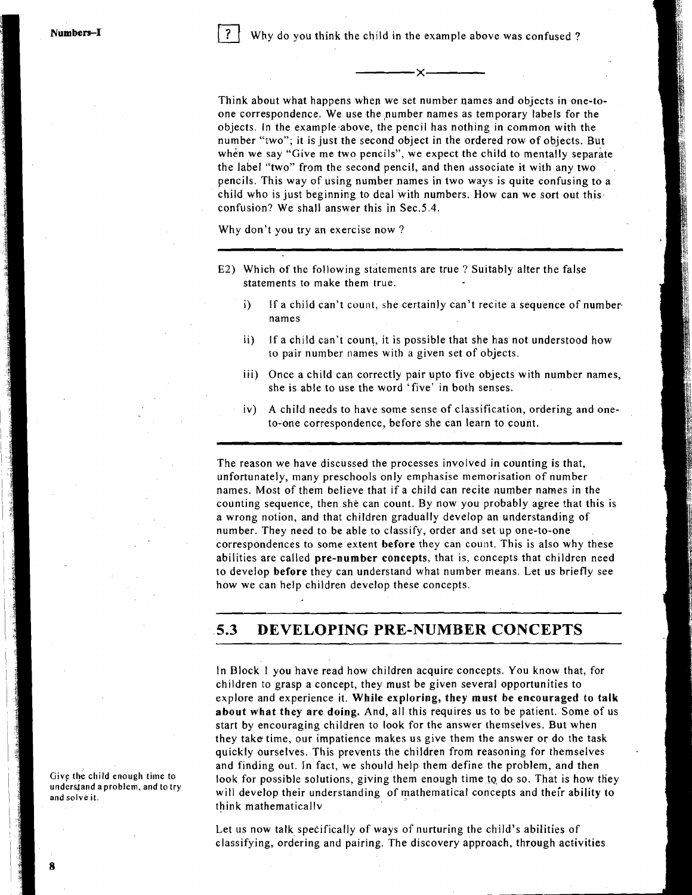[?] Why do you think the child in the example above was confused ?

———x———

Think about what happens when we set number names and objects in one-to-one correspondence. We use the number names as temporary labels for the objects. In the example above, the pencil has nothing in common with the number "two"; it is just the second object in the ordered row of objects. But when we say "Give me two pencils", we expect the child to mentally separate the label "two" from the second pencil, and then associate it with any two pencils. This way of using number names in two ways is quite confusing to a child who is just beginning to deal with numbers. How can we sort out this confusion? We shall answer this in Sec.5.4.

Why don't you try an exercise now ?

---

E2) Which of the following statements are true ? Suitably alter the false statements to make them true.

   i) If a child can't count, she certainly can't recite a sequence of number names

   ii) If a child can't count, it is possible that she has not understood how to pair number names with a given set of objects.

   iii) Once a child can correctly pair upto five objects with number names, she is able to use the word 'five' in both senses.

   iv) A child needs to have some sense of classification, ordering and one-to-one correspondence, before she can learn to count.

---

The reason we have discussed the processes involved in counting is that, unfortunately, many preschools only emphasise memorisation of number names. Most of them believe that if a child can recite number names in the counting sequence, then she can count. By now you probably agree that this is a wrong notion, and that children gradually develop an understanding of number. They need to be able to classify, order and set up one-to-one correspondences to some extent **before** they can count. This is also why these abilities are called **pre-number concepts**, that is, concepts that children need to develop **before** they can understand what number means. Let us briefly see how we can help children develop these concepts.

## 5.3 DEVELOPING PRE-NUMBER CONCEPTS

In Block 1 you have read how children acquire concepts. You know that, for children to grasp a concept, they must be given several opportunities to explore and experience it. **While exploring, they must be encouraged to talk about what they are doing.** And, all this requires us to be patient. Some of us start by encouraging children to look for the answer themselves. But when they take time, our impatience makes us give them the answer or do the task quickly ourselves. This prevents the children from reasoning for themselves and finding out. In fact, we should help them define the problem, and then look for possible solutions, giving them enough time to do so. That is how they will develop their understanding of mathematical concepts and their ability to think mathematically.

Give the child enough time to understand a problem, and to try and solve it.

Let us now talk specifically of ways of nurturing the child's abilities of classifying, ordering and pairing. The discovery approach, through activities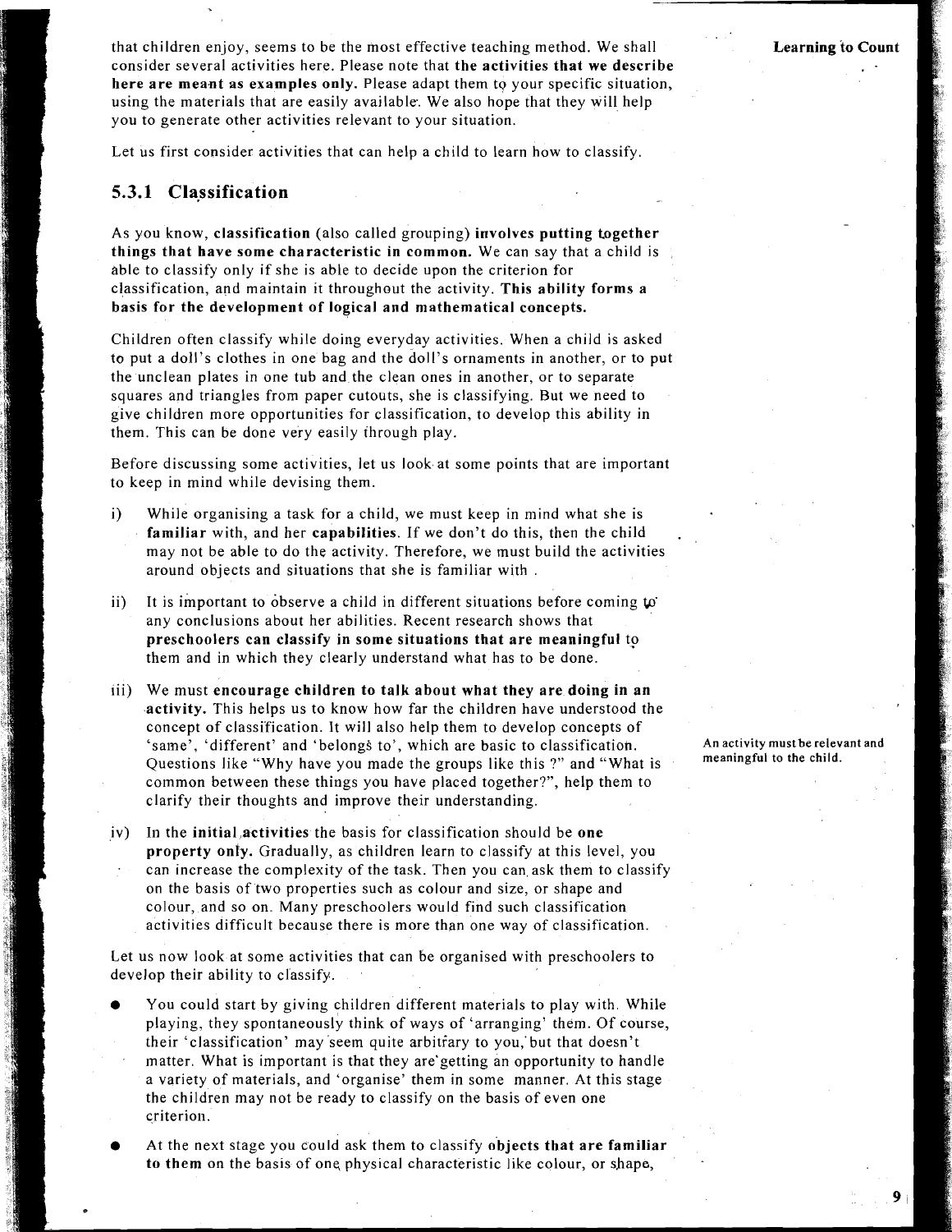that children enjoy, seems to be the most effective teaching method. We shall consider several activities here. Please note that **the activities that we describe here are meant as examples only.** Please adapt them to your specific situation, using the materials that are easily available. We also hope that they will help you to generate other activities relevant to your situation.

Let us first consider activities that can help a child to learn how to classify.

### 5.3.1 Classification

As you know, **classification** (also called grouping) **involves putting together things that have some characteristic in common.** We can say that a child is able to classify only if she is able to decide upon the criterion for classification, and maintain it throughout the activity. **This ability forms a basis for the development of logical and mathematical concepts.**

Children often classify while doing everyday activities. When a child is asked to put a doll's clothes in one bag and the doll's ornaments in another, or to put the unclean plates in one tub and the clean ones in another, or to separate squares and triangles from paper cutouts, she is classifying. But we need to give children more opportunities for classification, to develop this ability in them. This can be done very easily through play.

Before discussing some activities, let us look at some points that are important to keep in mind while devising them.

i) While organising a task for a child, we must keep in mind what she is **familiar** with, and her **capabilities**. If we don't do this, then the child may not be able to do the activity. Therefore, we must build the activities around objects and situations that she is familiar with .

ii) It is important to observe a child in different situations before coming to any conclusions about her abilities. Recent research shows that **preschoolers can classify in some situations that are meaningful** to them and in which they clearly understand what has to be done.

An activity must be relevant and meaningful to the child.

iii) We must **encourage children to talk about what they are doing in an activity.** This helps us to know how far the children have understood the concept of classification. It will also help them to develop concepts of 'same', 'different' and 'belongs to', which are basic to classification. Questions like "Why have you made the groups like this ?" and "What is common between these things you have placed together?", help them to clarify their thoughts and improve their understanding.

iv) In the **initial activities** the basis for classification should be **one property only.** Gradually, as children learn to classify at this level, you can increase the complexity of the task. Then you can ask them to classify on the basis of two properties such as colour and size, or shape and colour, and so on. Many preschoolers would find such classification activities difficult because there is more than one way of classification.

Let us now look at some activities that can be organised with preschoolers to develop their ability to classify.

- You could start by giving children different materials to play with. While playing, they spontaneously think of ways of 'arranging' them. Of course, their 'classification' may seem quite arbitrary to you, but that doesn't matter. What is important is that they are getting an opportunity to handle a variety of materials, and 'organise' them in some manner. At this stage the children may not be ready to classify on the basis of even one criterion.

- At the next stage you could ask them to classify **objects that are familiar to them** on the basis of one physical characteristic like colour, or shape,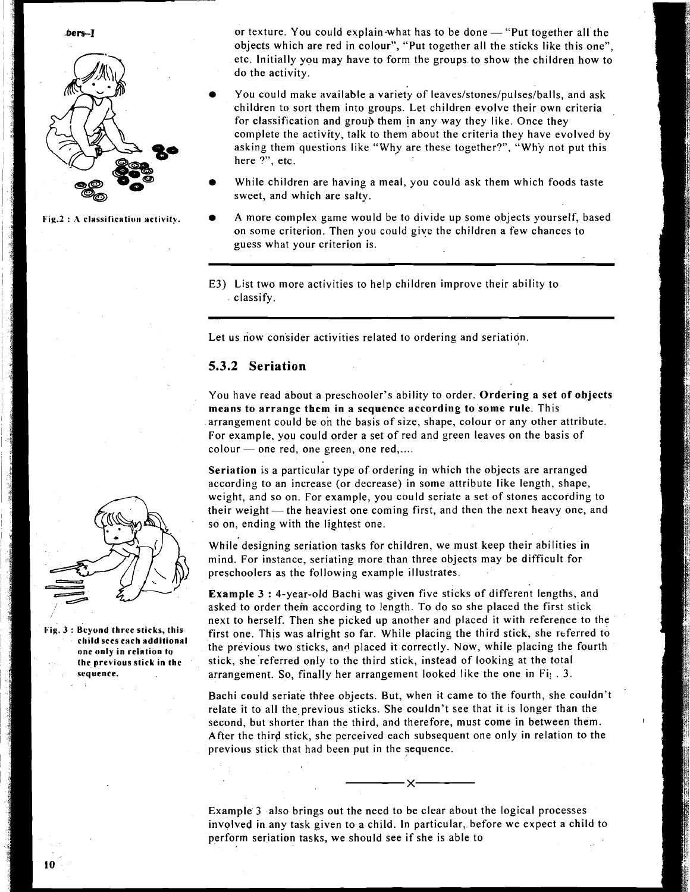or texture. You could explain what has to be done — "Put together all the objects which are red in colour", "Put together all the sticks like this one", etc. Initially you may have to form the groups to show the children how to do the activity.

- You could make available a variety of leaves/stones/pulses/balls, and ask children to sort them into groups. Let children evolve their own criteria for classification and group them in any way they like. Once they complete the activity, talk to them about the criteria they have evolved by asking them questions like "Why are these together?", "Why not put this here ?", etc.

- While children are having a meal, you could ask them which foods taste sweet, and which are salty.

- A more complex game would be to divide up some objects yourself, based on some criterion. Then you could give the children a few chances to guess what your criterion is.

Fig.2 : A classification activity.

---

E3) List two more activities to help children improve their ability to classify.

---

Let us now consider activities related to ordering and seriation.

### 5.3.2 Seriation

You have read about a preschooler's ability to order. **Ordering a set of objects means to arrange them in a sequence according to some rule.** This arrangement could be on the basis of size, shape, colour or any other attribute. For example, you could order a set of red and green leaves on the basis of colour — one red, one green, one red,....

**Seriation** is a particular type of ordering in which the objects are arranged according to an increase (or decrease) in some attribute like length, shape, weight, and so on. For example, you could seriate a set of stones according to their weight — the heaviest one coming first, and then the next heavy one, and so on, ending with the lightest one.

While designing seriation tasks for children, we must keep their abilities in mind. For instance, seriating more than three objects may be difficult for preschoolers as the following example illustrates.

**Example 3 :** 4-year-old Bachi was given five sticks of different lengths, and asked to order them according to length. To do so she placed the first stick next to herself. Then she picked up another and placed it with reference to the first one. This was alright so far. While placing the third stick, she referred to the previous two sticks, and placed it correctly. Now, while placing the fourth stick, she referred only to the third stick, instead of looking at the total arrangement. So, finally her arrangement looked like the one in Fig. 3.

Fig. 3 : Beyond three sticks, this child sees each additional one only in relation to the previous stick in the sequence.

Bachi could seriate three objects. But, when it came to the fourth, she couldn't relate it to all the previous sticks. She couldn't see that it is longer than the second, but shorter than the third, and therefore, must come in between them. After the third stick, she perceived each subsequent one only in relation to the previous stick that had been put in the sequence.

———x———

Example 3 also brings out the need to be clear about the logical processes involved in any task given to a child. In particular, before we expect a child to perform seriation tasks, we should see if she is able to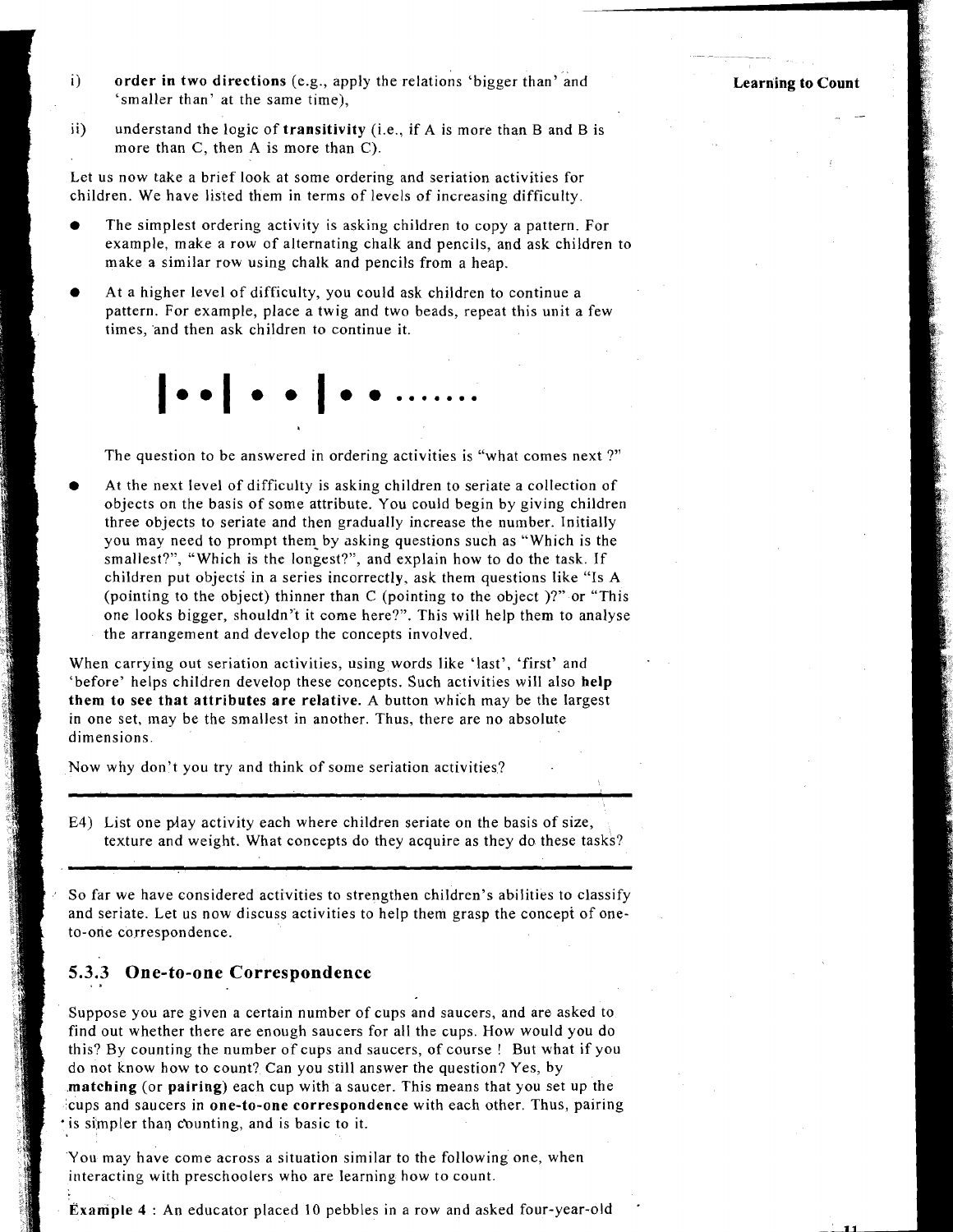i) **order in two directions** (e.g., apply the relations 'bigger than' and 'smaller than' at the same time),

ii) understand the logic of **transitivity** (i.e., if A is more than B and B is more than C, then A is more than C).

Let us now take a brief look at some ordering and seriation activities for children. We have listed them in terms of levels of increasing difficulty.

- The simplest ordering activity is asking children to copy a pattern. For example, make a row of alternating chalk and pencils, and ask children to make a similar row using chalk and pencils from a heap.
- At a higher level of difficulty, you could ask children to continue a pattern. For example, place a twig and two beads, repeat this unit a few times, and then ask children to continue it.

|••|• •|• •.......

The question to be answered in ordering activities is "what comes next ?"

- At the next level of difficulty is asking children to seriate a collection of objects on the basis of some attribute. You could begin by giving children three objects to seriate and then gradually increase the number. Initially you may need to prompt them by asking questions such as "Which is the smallest?", "Which is the longest?", and explain how to do the task. If children put objects in a series incorrectly, ask them questions like "Is A (pointing to the object) thinner than C (pointing to the object )?" or "This one looks bigger, shouldn't it come here?". This will help them to analyse the arrangement and develop the concepts involved.

When carrying out seriation activities, using words like 'last', 'first' and 'before' helps children develop these concepts. Such activities will also **help them to see that attributes are relative.** A button which may be the largest in one set, may be the smallest in another. Thus, there are no absolute dimensions.

Now why don't you try and think of some seriation activities?

---

E4) List one play activity each where children seriate on the basis of size, texture and weight. What concepts do they acquire as they do these tasks?

---

So far we have considered activities to strengthen children's abilities to classify and seriate. Let us now discuss activities to help them grasp the concept of one-to-one correspondence.

### 5.3.3 One-to-one Correspondence

Suppose you are given a certain number of cups and saucers, and are asked to find out whether there are enough saucers for all the cups. How would you do this? By counting the number of cups and saucers, of course ! But what if you do not know how to count? Can you still answer the question? Yes, by **matching** (or **pairing**) each cup with a saucer. This means that you set up the cups and saucers in **one-to-one correspondence** with each other. Thus, pairing is simpler than counting, and is basic to it.

You may have come across a situation similar to the following one, when interacting with preschoolers who are learning how to count.

**Example 4** : An educator placed 10 pebbles in a row and asked four-year-old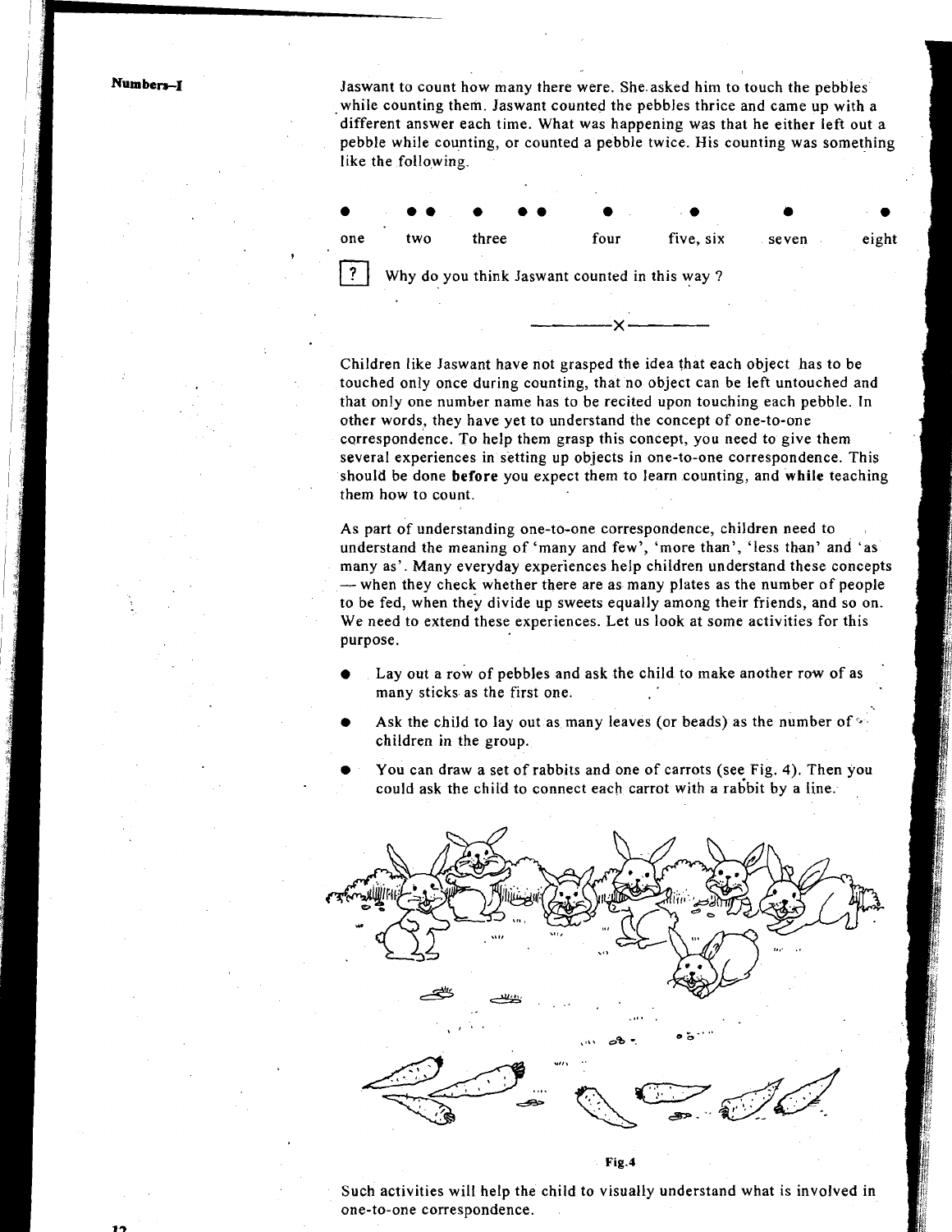Jaswant to count how many there were. She asked him to touch the pebbles while counting them. Jaswant counted the pebbles thrice and came up with a different answer each time. What was happening was that he either left out a pebble while counting, or counted a pebble twice. His counting was something like the following.

| ● | ●● | ● | ●● | ● | ● | ● | ● |
|---|---|---|---|---|---|---|---|
| one | two | three | | four | five, six | seven | eight |

**?** Why do you think Jaswant counted in this way ?

———×———

Children like Jaswant have not grasped the idea that each object has to be touched only once during counting, that no object can be left untouched and that only one number name has to be recited upon touching each pebble. In other words, they have yet to understand the concept of one-to-one correspondence. To help them grasp this concept, you need to give them several experiences in setting up objects in one-to-one correspondence. This should be done **before** you expect them to learn counting, and **while** teaching them how to count.

As part of understanding one-to-one correspondence, children need to understand the meaning of 'many and few', 'more than', 'less than' and 'as many as'. Many everyday experiences help children understand these concepts — when they check whether there are as many plates as the number of people to be fed, when they divide up sweets equally among their friends, and so on. We need to extend these experiences. Let us look at some activities for this purpose.

- Lay out a row of pebbles and ask the child to make another row of as many sticks as the first one.
- Ask the child to lay out as many leaves (or beads) as the number of children in the group.
- You can draw a set of rabbits and one of carrots (see Fig. 4). Then you could ask the child to connect each carrot with a rabbit by a line.

Fig.4

Such activities will help the child to visually understand what is involved in one-to-one correspondence.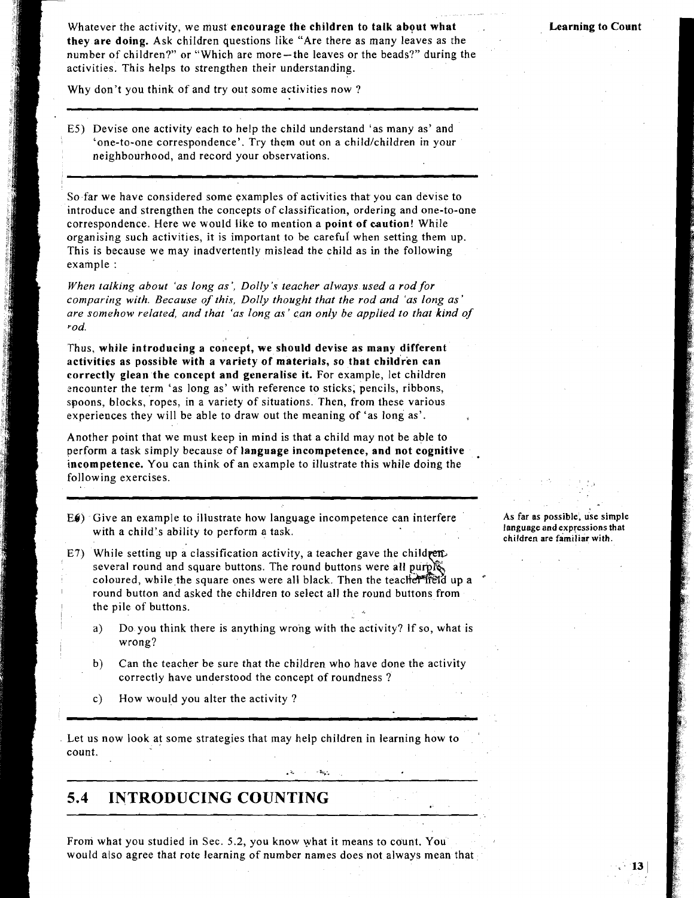Whatever the activity, we must **encourage the children to talk about what they are doing.** Ask children questions like "Are there as many leaves as the number of children?" or "Which are more—the leaves or the beads?" during the activities. This helps to strengthen their understanding.

Why don't you think of and try out some activities now ?

---

E5) Devise one activity each to help the child understand 'as many as' and 'one-to-one correspondence'. Try them out on a child/children in your neighbourhood, and record your observations.

---

So far we have considered some examples of activities that you can devise to introduce and strengthen the concepts of classification, ordering and one-to-one correspondence. Here we would like to mention a **point of caution!** While organising such activities, it is important to be careful when setting them up. This is because we may inadvertently mislead the child as in the following example :

*When talking about 'as long as', Dolly's teacher always used a rod for comparing with. Because of this, Dolly thought that the rod and 'as long as' are somehow related, and that 'as long as' can only be applied to that kind of rod.*

Thus, **while introducing a concept, we should devise as many different activities as possible with a variety of materials, so that children can correctly glean the concept and generalise it.** For example, let children encounter the term 'as long as' with reference to sticks, pencils, ribbons, spoons, blocks, ropes, in a variety of situations. Then, from these various experiences they will be able to draw out the meaning of 'as long as'.

Another point that we must keep in mind is that a child may not be able to perform a task simply because of **language incompetence, and not cognitive incompetence.** You can think of an example to illustrate this while doing the following exercises.

---

As far as possible, use simple language and expressions that children are familiar with.

E6) Give an example to illustrate how language incompetence can interfere with a child's ability to perform a task.

E7) While setting up a classification activity, a teacher gave the children several round and square buttons. The round buttons were all purple coloured, while the square ones were all black. Then the teacher held up a round button and asked the children to select all the round buttons from the pile of buttons.

a) Do you think there is anything wrong with the activity? If so, what is wrong?

b) Can the teacher be sure that the children who have done the activity correctly have understood the concept of roundness ?

c) How would you alter the activity ?

---

Let us now look at some strategies that may help children in learning how to count.

## 5.4 INTRODUCING COUNTING

From what you studied in Sec. 5.2, you know what it means to count. You would also agree that rote learning of number names does not always mean that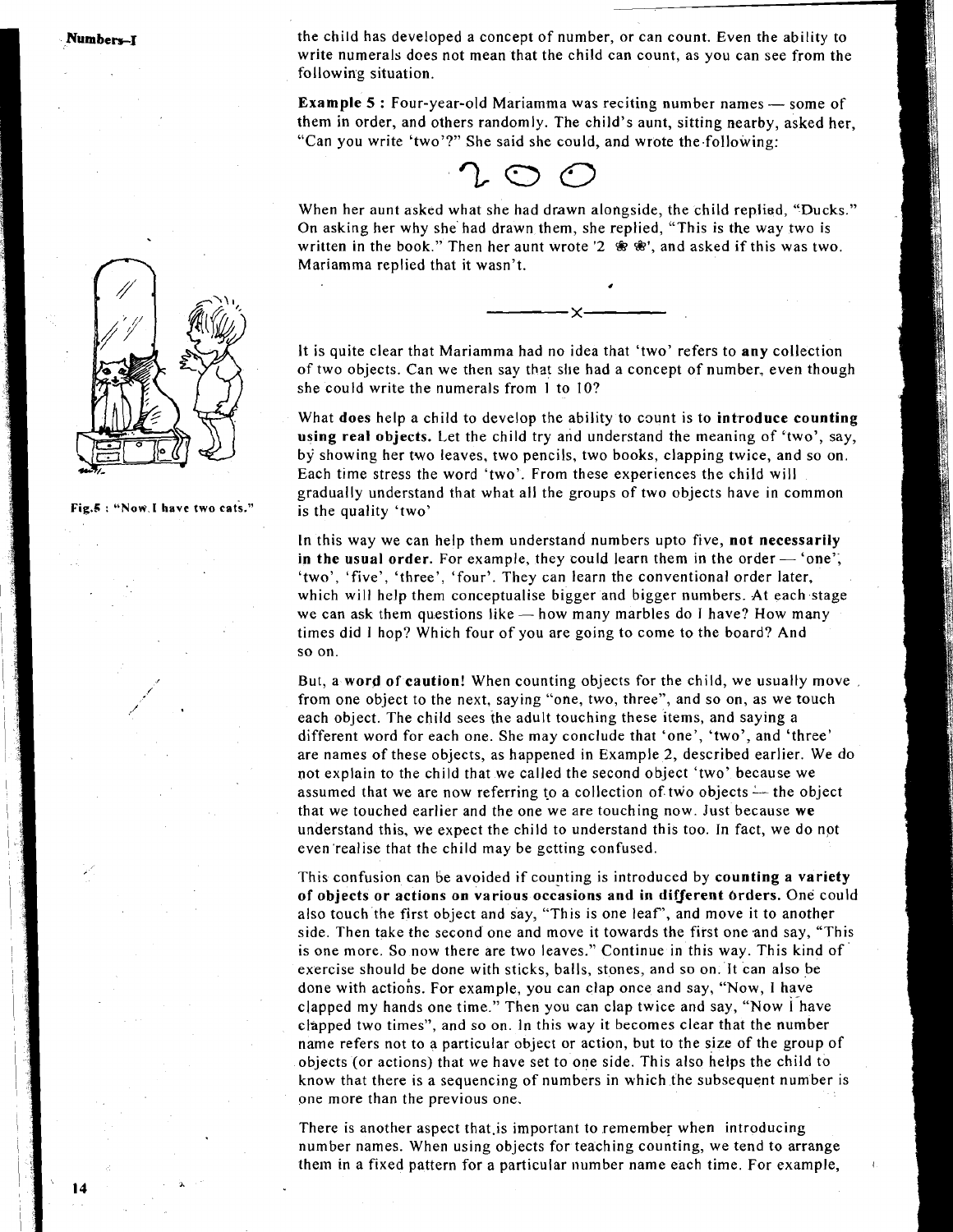the child has developed a concept of number, or can count. Even the ability to write numerals does not mean that the child can count, as you can see from the following situation.

**Example 5 :** Four-year-old Mariamma was reciting number names — some of them in order, and others randomly. The child's aunt, sitting nearby, asked her, "Can you write 'two'?" She said she could, and wrote the following:

2 ◯ ◯

When her aunt asked what she had drawn alongside, the child replied, "Ducks." On asking her why she had drawn them, she replied, "This is the way two is written in the book." Then her aunt wrote '2 ❀ ❀', and asked if this was two. Mariamma replied that it wasn't.

———x———

It is quite clear that Mariamma had no idea that 'two' refers to **any** collection of two objects. Can we then say that she had a concept of number, even though she could write the numerals from 1 to 10?

What **does** help a child to develop the ability to count is to **introduce counting using real objects.** Let the child try and understand the meaning of 'two', say, by showing her two leaves, two pencils, two books, clapping twice, and so on. Each time stress the word 'two'. From these experiences the child will gradually understand that what all the groups of two objects have in common is the quality 'two'

Fig.5 : "Now I have two cats."

In this way we can help them understand numbers upto five, **not necessarily in the usual order.** For example, they could learn them in the order — 'one', 'two', 'five', 'three', 'four'. They can learn the conventional order later, which will help them conceptualise bigger and bigger numbers. At each stage we can ask them questions like — how many marbles do I have? How many times did I hop? Which four of you are going to come to the board? And so on.

But, a **word of caution!** When counting objects for the child, we usually move from one object to the next, saying "one, two, three", and so on, as we touch each object. The child sees the adult touching these items, and saying a different word for each one. She may conclude that 'one', 'two', and 'three' are names of these objects, as happened in Example 2, described earlier. We do not explain to the child that we called the second object 'two' because we assumed that we are now referring to a collection of two objects — the object that we touched earlier and the one we are touching now. Just because **we** understand this, we expect the child to understand this too. In fact, we do not even realise that the child may be getting confused.

This confusion can be avoided if counting is introduced by **counting a variety of objects or actions on various occasions and in different orders.** One could also touch the first object and say, "This is one leaf", and move it to another side. Then take the second one and move it towards the first one and say, "This is one more. So now there are two leaves." Continue in this way. This kind of exercise should be done with sticks, balls, stones, and so on. It can also be done with actions. For example, you can clap once and say, "Now, I have clapped my hands one time." Then you can clap twice and say, "Now I have clapped two times", and so on. In this way it becomes clear that the number name refers not to a particular object or action, but to the size of the group of objects (or actions) that we have set to one side. This also helps the child to know that there is a sequencing of numbers in which the subsequent number is one more than the previous one.

There is another aspect that is important to remember when introducing number names. When using objects for teaching counting, we tend to arrange them in a fixed pattern for a particular number name each time. For example,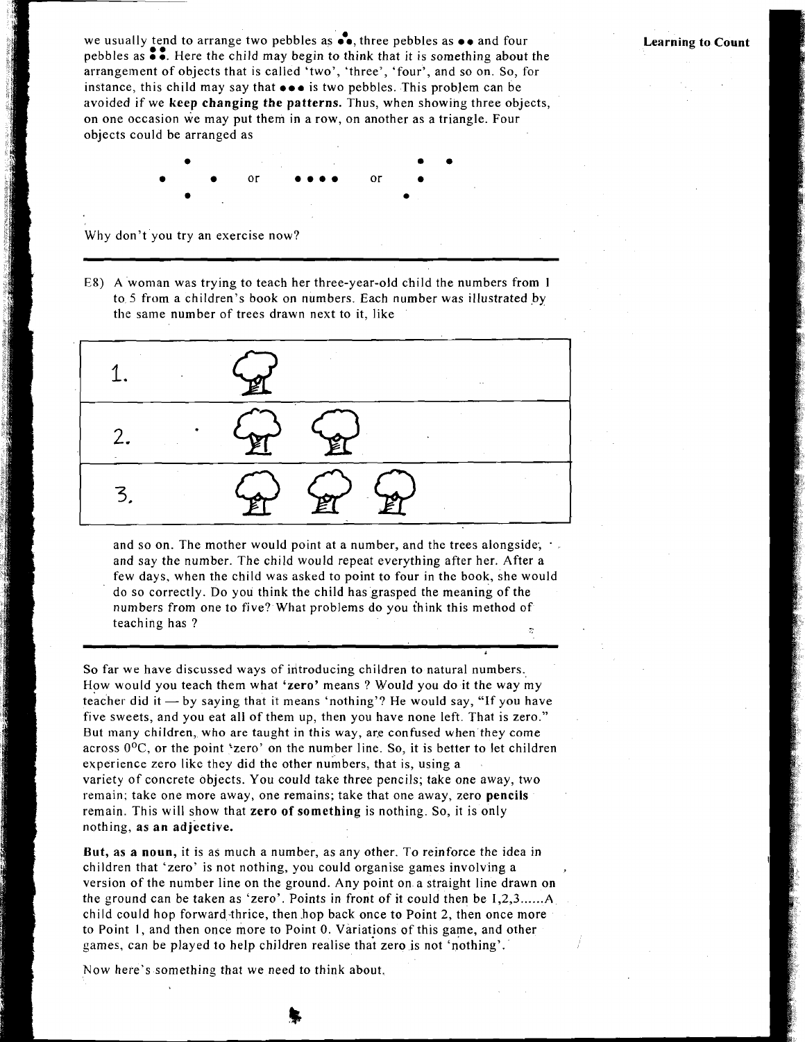we usually tend to arrange two pebbles as ••, three pebbles as ⁖ and four pebbles as ⁘. Here the child may begin to think that it is something about the arrangement of objects that is called 'two', 'three', 'four', and so on. So, for instance, this child may say that ••• is two pebbles. This problem can be avoided if we **keep changing the patterns.** Thus, when showing three objects, on one occasion we may put them in a row, on another as a triangle. Four objects could be arranged as

⁘ or •••• or ⁘

Why don't you try an exercise now?

---

E8) A woman was trying to teach her three-year-old child the numbers from 1 to 5 from a children's book on numbers. Each number was illustrated by the same number of trees drawn next to it, like

| | |
|---|---|
| 1. | 🌳 |
| 2. | 🌳 🌳 |
| 3. | 🌳 🌳 🌳 |

and so on. The mother would point at a number, and the trees alongside, and say the number. The child would repeat everything after her. After a few days, when the child was asked to point to four in the book, she would do so correctly. Do you think the child has grasped the meaning of the numbers from one to five? What problems do you think this method of teaching has ?

---

So far we have discussed ways of introducing children to natural numbers. How would you teach them what **'zero'** means ? Would you do it the way my teacher did it — by saying that it means 'nothing'? He would say, "If you have five sweets, and you eat all of them up, then you have none left. That is zero." But many children, who are taught in this way, are confused when they come across $0^{\circ}C$, or the point 'zero' on the number line. So, it is better to let children experience zero like they did the other numbers, that is, using a variety of concrete objects. You could take three pencils; take one away, two remain; take one more away, one remains; take that one away, zero **pencils** remain. This will show that **zero of something** is nothing. So, it is only nothing, **as an adjective.**

**But, as a noun,** it is as much a number, as any other. To reinforce the idea in children that 'zero' is not nothing, you could organise games involving a version of the number line on the ground. Any point on a straight line drawn on the ground can be taken as 'zero'. Points in front of it could then be 1,2,3......A child could hop forward thrice, then hop back once to Point 2, then once more to Point 1, and then once more to Point 0. Variations of this game, and other games, can be played to help children realise that zero is not 'nothing'.

Now here's something that we need to think about.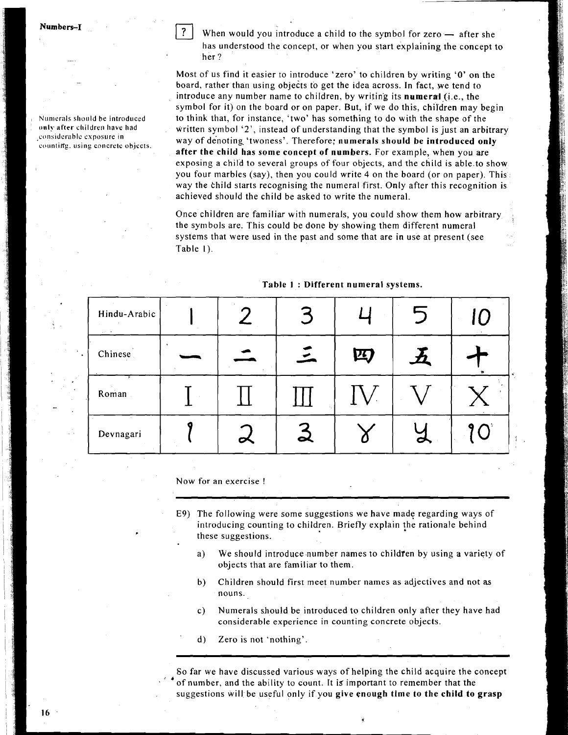? When would you introduce a child to the symbol for zero — after she has understood the concept, or when you start explaining the concept to her?

Most of us find it easier to introduce 'zero' to children by writing '0' on the board, rather than using objects to get the idea across. In fact, we tend to introduce any number name to children, by writing its **numeral** (i.e., the symbol for it) on the board or on paper. But, if we do this, children may begin to think that, for instance, 'two' has something to do with the shape of the written symbol '2', instead of understanding that the symbol is just an arbitrary way of denoting 'twoness'. Therefore; **numerals should be introduced only after the child has some concept of numbers.** For example, when you are exposing a child to several groups of four objects, and the child is able to show you four marbles (say), then you could write 4 on the board (or on paper). This way the child starts recognising the numeral first. Only after this recognition is achieved should the child be asked to write the numeral.

Numerals should be introduced only after children have had considerable exposure in counting, using concrete objects.

Once children are familiar with numerals, you could show them how arbitrary the symbols are. This could be done by showing them different numeral systems that were used in the past and some that are in use at present (see Table 1).

**Table 1 : Different numeral systems.**

| Hindu-Arabic | 1 | 2 | 3 | 4 | 5 | 10 |
|---|---|---|---|---|---|---|
| Chinese | 一 | 二 | 三 | 四 | 五 | 十 |
| Roman | I | II | III | IV | V | X |
| Devnagari | १ | २ | ३ | ४ | ५ | १० |

Now for an exercise !

E9) The following were some suggestions we have made regarding ways of introducing counting to children. Briefly explain the rationale behind these suggestions.

a) We should introduce number names to children by using a variety of objects that are familiar to them.

b) Children should first meet number names as adjectives and not as nouns.

c) Numerals should be introduced to children only after they have had considerable experience in counting concrete objects.

d) Zero is not 'nothing'.

So far we have discussed various ways of helping the child acquire the concept of number, and the ability to count. It is important to remember that the suggestions will be useful only if you **give enough time to the child to grasp**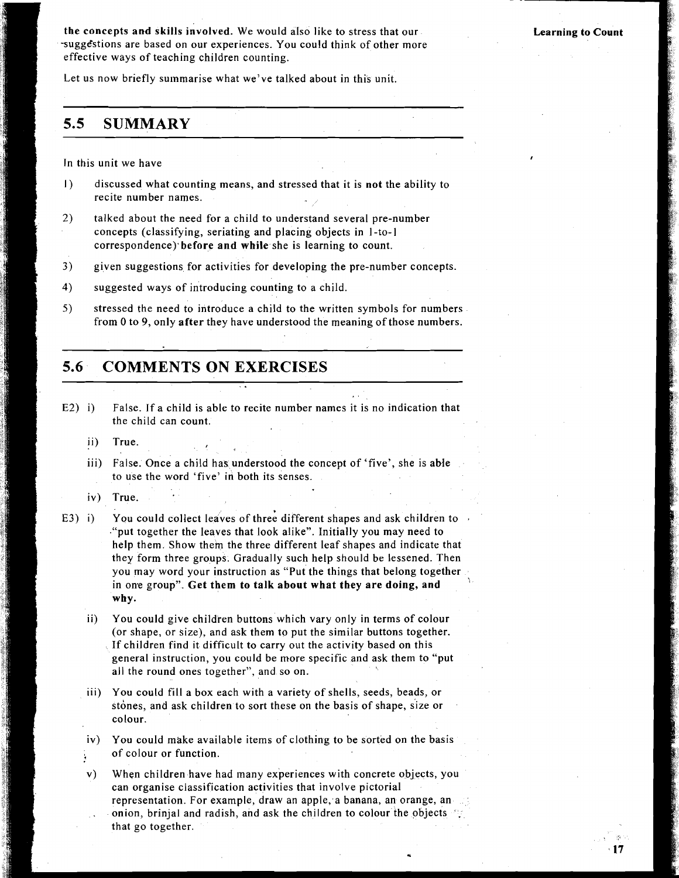**the concepts and skills involved.** We would also like to stress that our suggestions are based on our experiences. You could think of other more effective ways of teaching children counting.

Let us now briefly summarise what we've talked about in this unit.

## 5.5 SUMMARY

In this unit we have

1) discussed what counting means, and stressed that it is **not** the ability to recite number names.
2) talked about the need for a child to understand several pre-number concepts (classifying, seriating and placing objects in 1-to-1 correspondence) **before and while** she is learning to count.
3) given suggestions for activities for developing the pre-number concepts.
4) suggested ways of introducing counting to a child.
5) stressed the need to introduce a child to the written symbols for numbers from 0 to 9, only **after** they have understood the meaning of those numbers.

## 5.6 COMMENTS ON EXERCISES

E2) i) False. If a child is able to recite number names it is no indication that the child can count.

ii) True.

iii) False. Once a child has understood the concept of 'five', she is able to use the word 'five' in both its senses.

iv) True.

E3) i) You could collect leaves of three different shapes and ask children to "put together the leaves that look alike". Initially you may need to help them. Show them the three different leaf shapes and indicate that they form three groups. Gradually such help should be lessened. Then you may word your instruction as "Put the things that belong together in one group". **Get them to talk about what they are doing, and why.**

ii) You could give children buttons which vary only in terms of colour (or shape, or size), and ask them to put the similar buttons together. If children find it difficult to carry out the activity based on this general instruction, you could be more specific and ask them to "put all the round ones together", and so on.

iii) You could fill a box each with a variety of shells, seeds, beads, or stones, and ask children to sort these on the basis of shape, size or colour.

iv) You could make available items of clothing to be sorted on the basis of colour or function.

v) When children have had many experiences with concrete objects, you can organise classification activities that involve pictorial representation. For example, draw an apple, a banana, an orange, an onion, brinjal and radish, and ask the children to colour the objects that go together.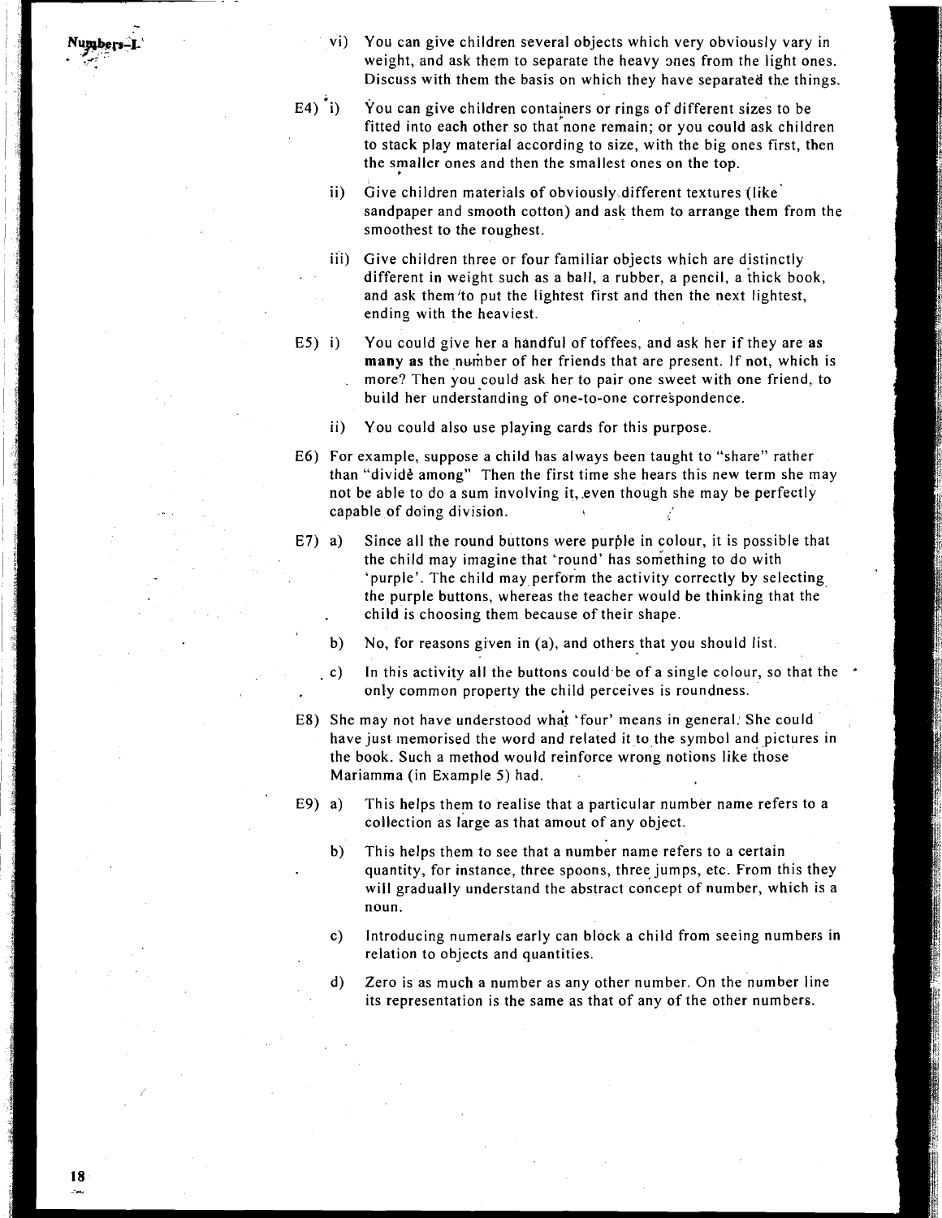vi) You can give children several objects which very obviously vary in weight, and ask them to separate the heavy ones from the light ones. Discuss with them the basis on which they have separated the things.

E4) i) You can give children containers or rings of different sizes to be fitted into each other so that none remain; or you could ask children to stack play material according to size, with the big ones first, then the smaller ones and then the smallest ones on the top.

ii) Give children materials of obviously different textures (like sandpaper and smooth cotton) and ask them to arrange them from the smoothest to the roughest.

iii) Give children three or four familiar objects which are distinctly different in weight such as a ball, a rubber, a pencil, a thick book, and ask them to put the lightest first and then the next lightest, ending with the heaviest.

E5) i) You could give her a handful of toffees, and ask her if they are **as many as** the number of her friends that are present. If not, which is more? Then you could ask her to pair one sweet with one friend, to build her understanding of one-to-one correspondence.

ii) You could also use playing cards for this purpose.

E6) For example, suppose a child has always been taught to "share" rather than "divide among" Then the first time she hears this new term she may not be able to do a sum involving it, even though she may be perfectly capable of doing division.

E7) a) Since all the round buttons were purple in colour, it is possible that the child may imagine that 'round' has something to do with 'purple'. The child may perform the activity correctly by selecting the purple buttons, whereas the teacher would be thinking that the child is choosing them because of their shape.

b) No, for reasons given in (a), and others that you should list.

c) In this activity all the buttons could be of a single colour, so that the only common property the child perceives is roundness.

E8) She may not have understood what 'four' means in general. She could have just memorised the word and related it to the symbol and pictures in the book. Such a method would reinforce wrong notions like those Mariamma (in Example 5) had.

E9) a) This helps them to realise that a particular number name refers to a collection as large as that amout of any object.

b) This helps them to see that a number name refers to a certain quantity, for instance, three spoons, three jumps, etc. From this they will gradually understand the abstract concept of number, which is a noun.

c) Introducing numerals early can block a child from seeing numbers in relation to objects and quantities.

d) Zero is as much a number as any other number. On the number line its representation is the same as that of any of the other numbers.